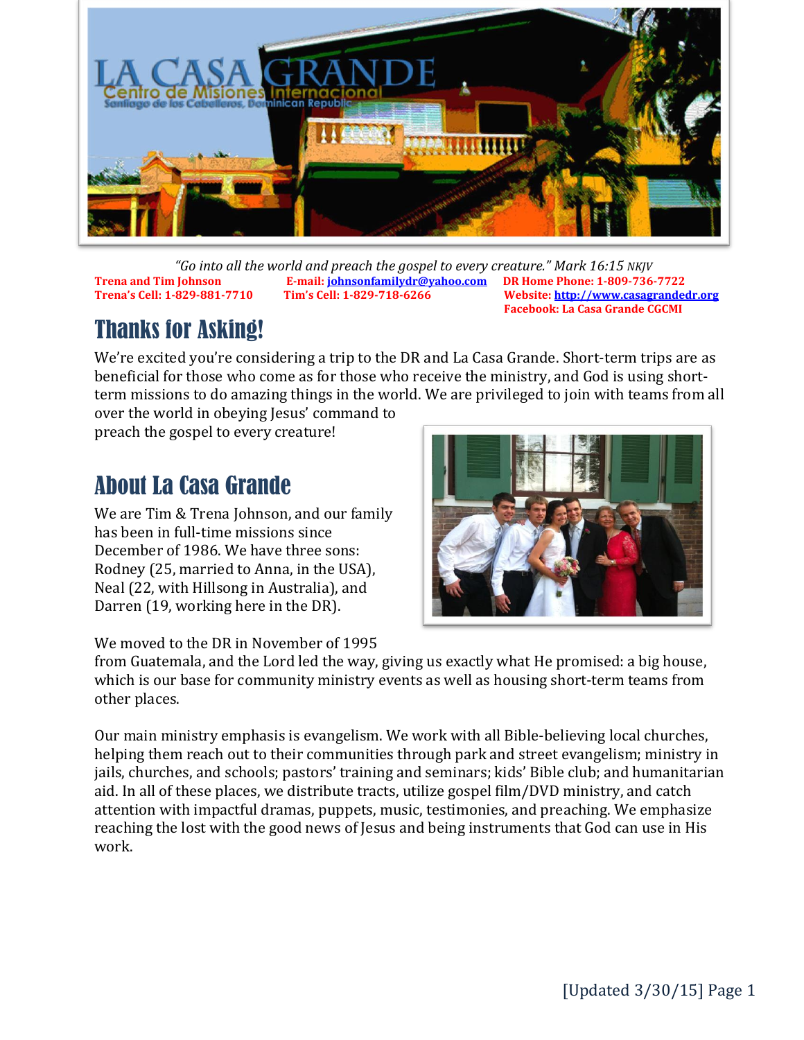# LA CASA GRANDE

Centro de Misiones Internacional

Santiago de los Caballeros, Dominican Republic

*"Go into all the world and preach the gospel to every creature." Mark 16:15 NKJV*

**Trena and Tim Johnson** | **E-mail: johnsonfamilydr@yahoo.com** | **DR Home Phone: 1-809-736-7722**

**Trena's Cell: 1-829-881-7710** | **Tim's Cell: 1-829-718-6266** | **Website: http://www.casagrandedr.org**

**Facebook: La Casa Grande CGCMI**

## Thanks for Asking!

We're excited you're considering a trip to the DR and La Casa Grande. Short-term trips are as beneficial for those who come as for those who receive the ministry, and God is using short-term missions to do amazing things in the world. We are privileged to join with teams from all over the world in obeying Jesus' command to preach the gospel to every creature!

## About La Casa Grande

We are Tim & Trena Johnson, and our family has been in full-time missions since December of 1986. We have three sons: Rodney (25, married to Anna, in the USA), Neal (22, with Hillsong in Australia), and Darren (19, working here in the DR).

We moved to the DR in November of 1995 from Guatemala, and the Lord led the way, giving us exactly what He promised: a big house, which is our base for community ministry events as well as housing short-term teams from other places.

Our main ministry emphasis is evangelism. We work with all Bible-believing local churches, helping them reach out to their communities through park and street evangelism; ministry in jails, churches, and schools; pastors' training and seminars; kids' Bible club; and humanitarian aid. In all of these places, we distribute tracts, utilize gospel film/DVD ministry, and catch attention with impactful dramas, puppets, music, testimonies, and preaching. We emphasize reaching the lost with the good news of Jesus and being instruments that God can use in His work.

[Updated 3/30/15]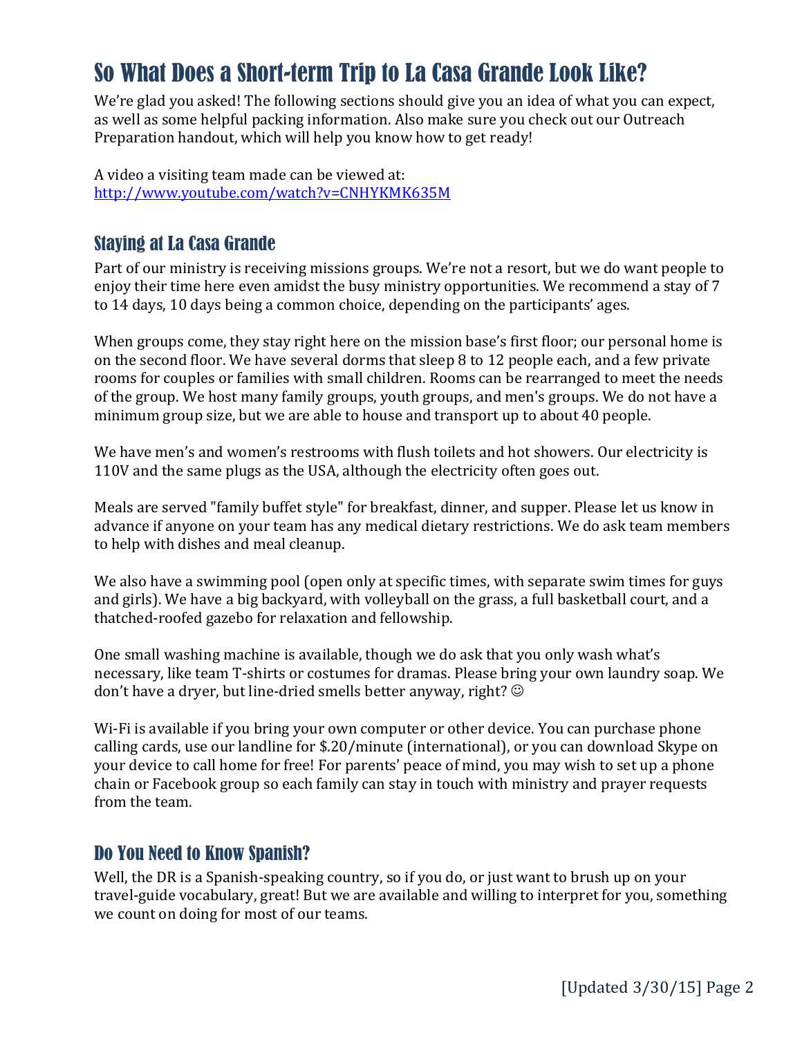# So What Does a Short-term Trip to La Casa Grande Look Like?

We're glad you asked! The following sections should give you an idea of what you can expect, as well as some helpful packing information. Also make sure you check out our Outreach Preparation handout, which will help you know how to get ready!

A video a visiting team made can be viewed at:
[http://www.youtube.com/watch?v=CNHYKMK635M](http://www.youtube.com/watch?v=CNHYKMK635M)

## Staying at La Casa Grande

Part of our ministry is receiving missions groups. We're not a resort, but we do want people to enjoy their time here even amidst the busy ministry opportunities. We recommend a stay of 7 to 14 days, 10 days being a common choice, depending on the participants' ages.

When groups come, they stay right here on the mission base's first floor; our personal home is on the second floor. We have several dorms that sleep 8 to 12 people each, and a few private rooms for couples or families with small children. Rooms can be rearranged to meet the needs of the group. We host many family groups, youth groups, and men's groups. We do not have a minimum group size, but we are able to house and transport up to about 40 people.

We have men's and women's restrooms with flush toilets and hot showers. Our electricity is 110V and the same plugs as the USA, although the electricity often goes out.

Meals are served "family buffet style" for breakfast, dinner, and supper. Please let us know in advance if anyone on your team has any medical dietary restrictions. We do ask team members to help with dishes and meal cleanup.

We also have a swimming pool (open only at specific times, with separate swim times for guys and girls). We have a big backyard, with volleyball on the grass, a full basketball court, and a thatched-roofed gazebo for relaxation and fellowship.

One small washing machine is available, though we do ask that you only wash what's necessary, like team T-shirts or costumes for dramas. Please bring your own laundry soap. We don't have a dryer, but line-dried smells better anyway, right? ☺

Wi-Fi is available if you bring your own computer or other device. You can purchase phone calling cards, use our landline for $.20/minute (international), or you can download Skype on your device to call home for free! For parents' peace of mind, you may wish to set up a phone chain or Facebook group so each family can stay in touch with ministry and prayer requests from the team.

## Do You Need to Know Spanish?

Well, the DR is a Spanish-speaking country, so if you do, or just want to brush up on your travel-guide vocabulary, great! But we are available and willing to interpret for you, something we count on doing for most of our teams.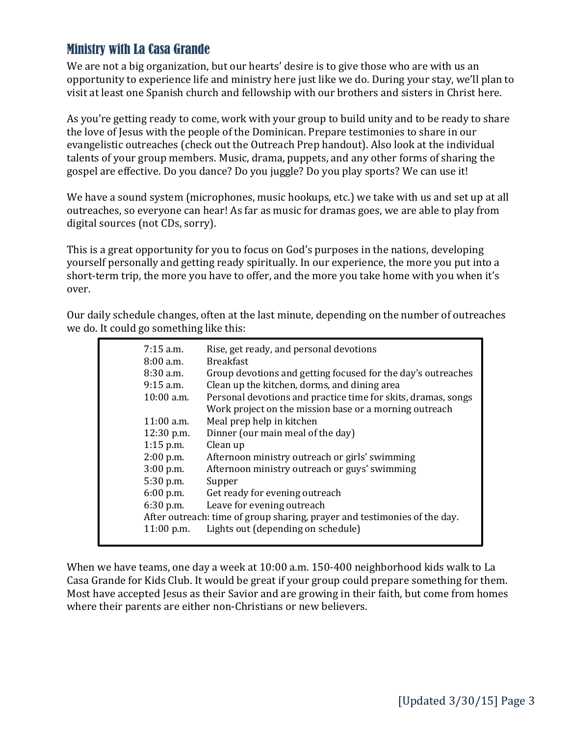## Ministry with La Casa Grande

We are not a big organization, but our hearts' desire is to give those who are with us an opportunity to experience life and ministry here just like we do. During your stay, we'll plan to visit at least one Spanish church and fellowship with our brothers and sisters in Christ here.

As you're getting ready to come, work with your group to build unity and to be ready to share the love of Jesus with the people of the Dominican. Prepare testimonies to share in our evangelistic outreaches (check out the Outreach Prep handout). Also look at the individual talents of your group members. Music, drama, puppets, and any other forms of sharing the gospel are effective. Do you dance? Do you juggle? Do you play sports? We can use it!

We have a sound system (microphones, music hookups, etc.) we take with us and set up at all outreaches, so everyone can hear! As far as music for dramas goes, we are able to play from digital sources (not CDs, sorry).

This is a great opportunity for you to focus on God's purposes in the nations, developing yourself personally and getting ready spiritually. In our experience, the more you put into a short-term trip, the more you have to offer, and the more you take home with you when it's over.

Our daily schedule changes, often at the last minute, depending on the number of outreaches we do. It could go something like this:

| Time | Activity |
|---|---|
| 7:15 a.m. | Rise, get ready, and personal devotions |
| 8:00 a.m. | Breakfast |
| 8:30 a.m. | Group devotions and getting focused for the day's outreaches |
| 9:15 a.m. | Clean up the kitchen, dorms, and dining area |
| 10:00 a.m. | Personal devotions and practice time for skits, dramas, songs<br>Work project on the mission base or a morning outreach |
| 11:00 a.m. | Meal prep help in kitchen |
| 12:30 p.m. | Dinner (our main meal of the day) |
| 1:15 p.m. | Clean up |
| 2:00 p.m. | Afternoon ministry outreach or girls' swimming |
| 3:00 p.m. | Afternoon ministry outreach or guys' swimming |
| 5:30 p.m. | Supper |
| 6:00 p.m. | Get ready for evening outreach |
| 6:30 p.m. | Leave for evening outreach |
| After outreach: time of group sharing, prayer and testimonies of the day. | |
| 11:00 p.m. | Lights out (depending on schedule) |

When we have teams, one day a week at 10:00 a.m. 150-400 neighborhood kids walk to La Casa Grande for Kids Club. It would be great if your group could prepare something for them. Most have accepted Jesus as their Savior and are growing in their faith, but come from homes where their parents are either non-Christians or new believers.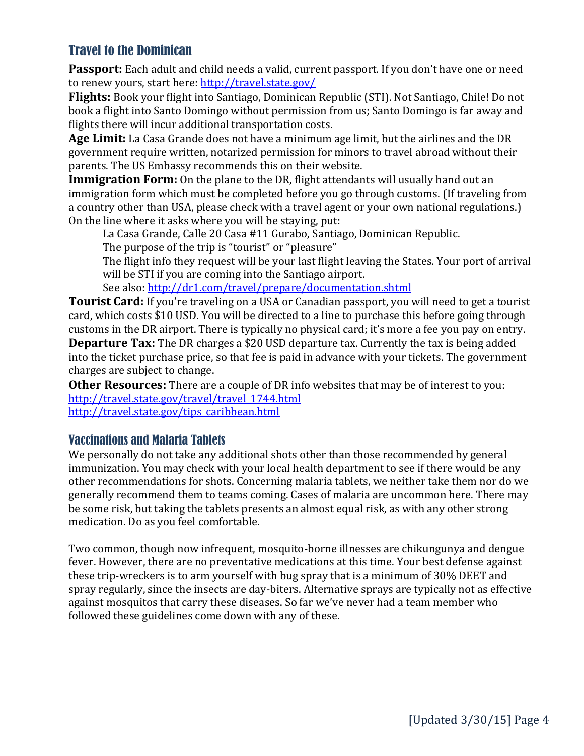## Travel to the Dominican

**Passport:** Each adult and child needs a valid, current passport. If you don't have one or need to renew yours, start here: http://travel.state.gov/

**Flights:** Book your flight into Santiago, Dominican Republic (STI). Not Santiago, Chile! Do not book a flight into Santo Domingo without permission from us; Santo Domingo is far away and flights there will incur additional transportation costs.

**Age Limit:** La Casa Grande does not have a minimum age limit, but the airlines and the DR government require written, notarized permission for minors to travel abroad without their parents. The US Embassy recommends this on their website.

**Immigration Form:** On the plane to the DR, flight attendants will usually hand out an immigration form which must be completed before you go through customs. (If traveling from a country other than USA, please check with a travel agent or your own national regulations.) On the line where it asks where you will be staying, put:

> La Casa Grande, Calle 20 Casa #11 Gurabo, Santiago, Dominican Republic.
>
> The purpose of the trip is "tourist" or "pleasure"
>
> The flight info they request will be your last flight leaving the States. Your port of arrival will be STI if you are coming into the Santiago airport.
>
> See also: http://dr1.com/travel/prepare/documentation.shtml

**Tourist Card:** If you're traveling on a USA or Canadian passport, you will need to get a tourist card, which costs $10 USD. You will be directed to a line to purchase this before going through customs in the DR airport. There is typically no physical card; it's more a fee you pay on entry.

**Departure Tax:** The DR charges a $20 USD departure tax. Currently the tax is being added into the ticket purchase price, so that fee is paid in advance with your tickets. The government charges are subject to change.

**Other Resources:** There are a couple of DR info websites that may be of interest to you:
http://travel.state.gov/travel/travel_1744.html
http://travel.state.gov/tips_caribbean.html

### Vaccinations and Malaria Tablets

We personally do not take any additional shots other than those recommended by general immunization. You may check with your local health department to see if there would be any other recommendations for shots. Concerning malaria tablets, we neither take them nor do we generally recommend them to teams coming. Cases of malaria are uncommon here. There may be some risk, but taking the tablets presents an almost equal risk, as with any other strong medication. Do as you feel comfortable.

Two common, though now infrequent, mosquito-borne illnesses are chikungunya and dengue fever. However, there are no preventative medications at this time. Your best defense against these trip-wreckers is to arm yourself with bug spray that is a minimum of 30% DEET and spray regularly, since the insects are day-biters. Alternative sprays are typically not as effective against mosquitos that carry these diseases. So far we've never had a team member who followed these guidelines come down with any of these.

[Updated 3/30/15]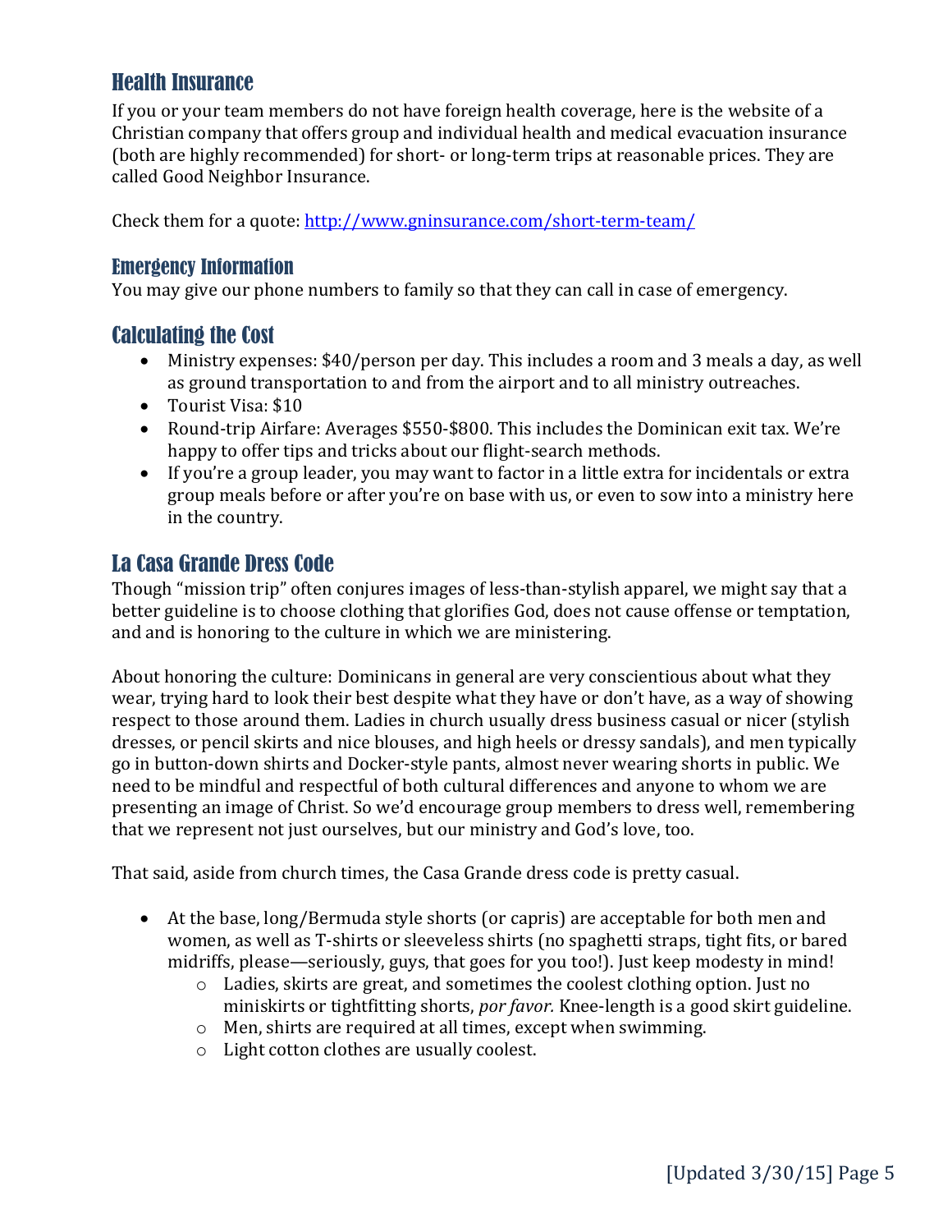## Health Insurance

If you or your team members do not have foreign health coverage, here is the website of a Christian company that offers group and individual health and medical evacuation insurance (both are highly recommended) for short- or long-term trips at reasonable prices. They are called Good Neighbor Insurance.

Check them for a quote: [http://www.gninsurance.com/short-term-team/](http://www.gninsurance.com/short-term-team/)

### Emergency Information

You may give our phone numbers to family so that they can call in case of emergency.

## Calculating the Cost

- Ministry expenses: $40/person per day. This includes a room and 3 meals a day, as well as ground transportation to and from the airport and to all ministry outreaches.
- Tourist Visa: $10
- Round-trip Airfare: Averages $550-$800. This includes the Dominican exit tax. We're happy to offer tips and tricks about our flight-search methods.
- If you're a group leader, you may want to factor in a little extra for incidentals or extra group meals before or after you're on base with us, or even to sow into a ministry here in the country.

## La Casa Grande Dress Code

Though "mission trip" often conjures images of less-than-stylish apparel, we might say that a better guideline is to choose clothing that glorifies God, does not cause offense or temptation, and and is honoring to the culture in which we are ministering.

About honoring the culture: Dominicans in general are very conscientious about what they wear, trying hard to look their best despite what they have or don't have, as a way of showing respect to those around them. Ladies in church usually dress business casual or nicer (stylish dresses, or pencil skirts and nice blouses, and high heels or dressy sandals), and men typically go in button-down shirts and Docker-style pants, almost never wearing shorts in public. We need to be mindful and respectful of both cultural differences and anyone to whom we are presenting an image of Christ. So we'd encourage group members to dress well, remembering that we represent not just ourselves, but our ministry and God's love, too.

That said, aside from church times, the Casa Grande dress code is pretty casual.

- At the base, long/Bermuda style shorts (or capris) are acceptable for both men and women, as well as T-shirts or sleeveless shirts (no spaghetti straps, tight fits, or bared midriffs, please—seriously, guys, that goes for you too!). Just keep modesty in mind!
  - Ladies, skirts are great, and sometimes the coolest clothing option. Just no miniskirts or tightfitting shorts, *por favor.* Knee-length is a good skirt guideline.
  - Men, shirts are required at all times, except when swimming.
  - Light cotton clothes are usually coolest.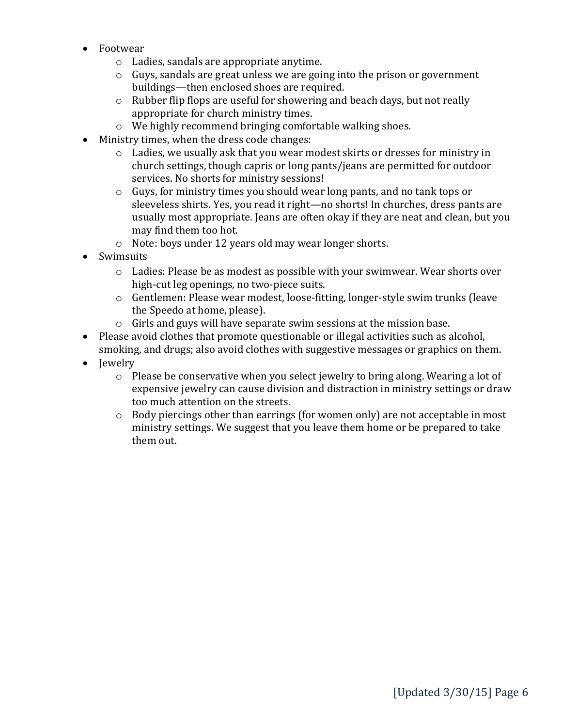- Footwear
  - Ladies, sandals are appropriate anytime.
  - Guys, sandals are great unless we are going into the prison or government buildings—then enclosed shoes are required.
  - Rubber flip flops are useful for showering and beach days, but not really appropriate for church ministry times.
  - We highly recommend bringing comfortable walking shoes.
- Ministry times, when the dress code changes:
  - Ladies, we usually ask that you wear modest skirts or dresses for ministry in church settings, though capris or long pants/jeans are permitted for outdoor services. No shorts for ministry sessions!
  - Guys, for ministry times you should wear long pants, and no tank tops or sleeveless shirts. Yes, you read it right—no shorts! In churches, dress pants are usually most appropriate. Jeans are often okay if they are neat and clean, but you may find them too hot.
  - Note: boys under 12 years old may wear longer shorts.
- Swimsuits
  - Ladies: Please be as modest as possible with your swimwear. Wear shorts over high-cut leg openings, no two-piece suits.
  - Gentlemen: Please wear modest, loose-fitting, longer-style swim trunks (leave the Speedo at home, please).
  - Girls and guys will have separate swim sessions at the mission base.
- Please avoid clothes that promote questionable or illegal activities such as alcohol, smoking, and drugs; also avoid clothes with suggestive messages or graphics on them.
- Jewelry
  - Please be conservative when you select jewelry to bring along. Wearing a lot of expensive jewelry can cause division and distraction in ministry settings or draw too much attention on the streets.
  - Body piercings other than earrings (for women only) are not acceptable in most ministry settings. We suggest that you leave them home or be prepared to take them out.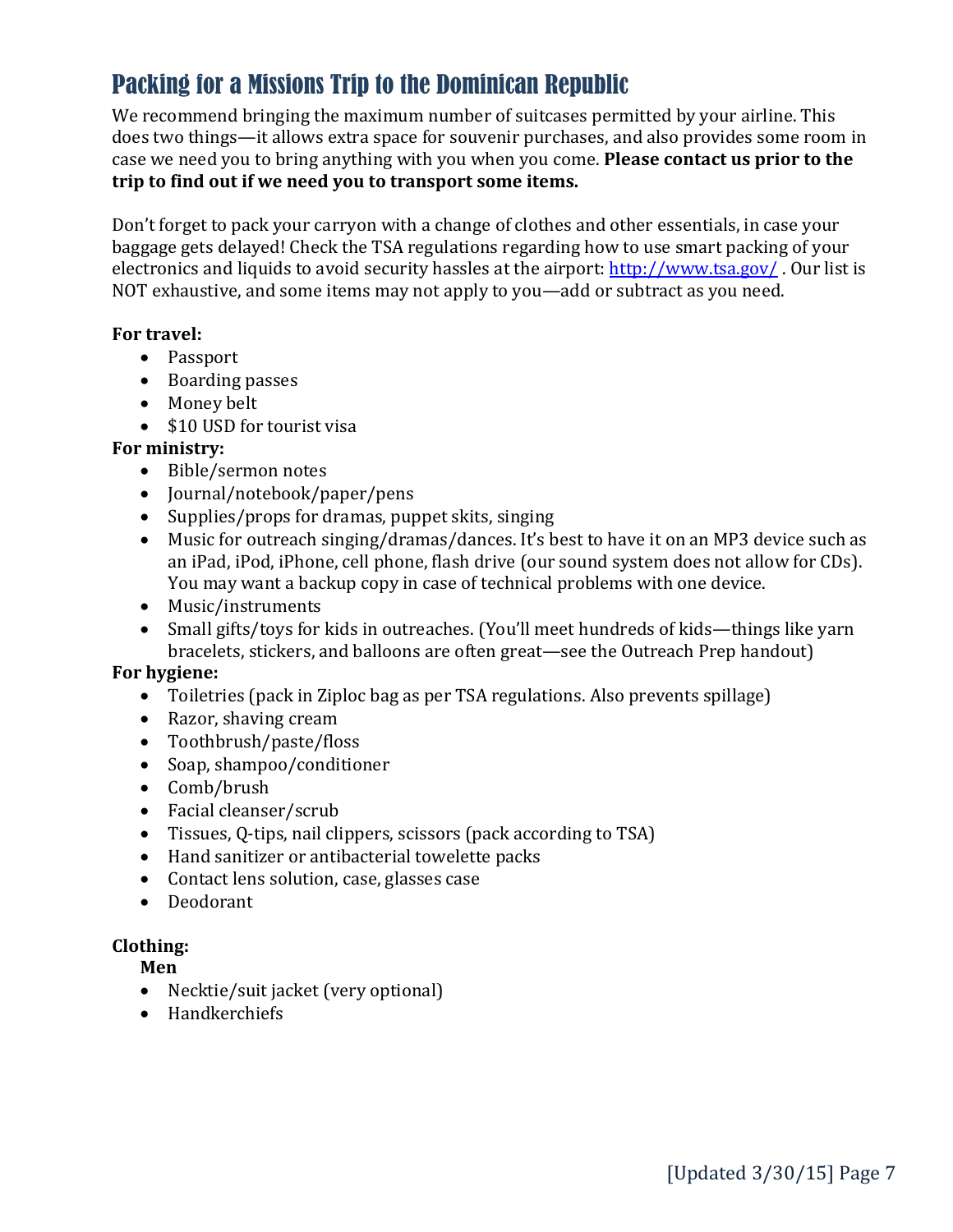# Packing for a Missions Trip to the Dominican Republic

We recommend bringing the maximum number of suitcases permitted by your airline. This does two things—it allows extra space for souvenir purchases, and also provides some room in case we need you to bring anything with you when you come. **Please contact us prior to the trip to find out if we need you to transport some items.**

Don't forget to pack your carryon with a change of clothes and other essentials, in case your baggage gets delayed! Check the TSA regulations regarding how to use smart packing of your electronics and liquids to avoid security hassles at the airport: [http://www.tsa.gov/](http://www.tsa.gov/) . Our list is NOT exhaustive, and some items may not apply to you—add or subtract as you need.

**For travel:**

- Passport
- Boarding passes
- Money belt
- $10 USD for tourist visa

**For ministry:**

- Bible/sermon notes
- Journal/notebook/paper/pens
- Supplies/props for dramas, puppet skits, singing
- Music for outreach singing/dramas/dances. It's best to have it on an MP3 device such as an iPad, iPod, iPhone, cell phone, flash drive (our sound system does not allow for CDs). You may want a backup copy in case of technical problems with one device.
- Music/instruments
- Small gifts/toys for kids in outreaches. (You'll meet hundreds of kids—things like yarn bracelets, stickers, and balloons are often great—see the Outreach Prep handout)

**For hygiene:**

- Toiletries (pack in Ziploc bag as per TSA regulations. Also prevents spillage)
- Razor, shaving cream
- Toothbrush/paste/floss
- Soap, shampoo/conditioner
- Comb/brush
- Facial cleanser/scrub
- Tissues, Q-tips, nail clippers, scissors (pack according to TSA)
- Hand sanitizer or antibacterial towelette packs
- Contact lens solution, case, glasses case
- Deodorant

**Clothing:**

**Men**

- Necktie/suit jacket (very optional)
- Handkerchiefs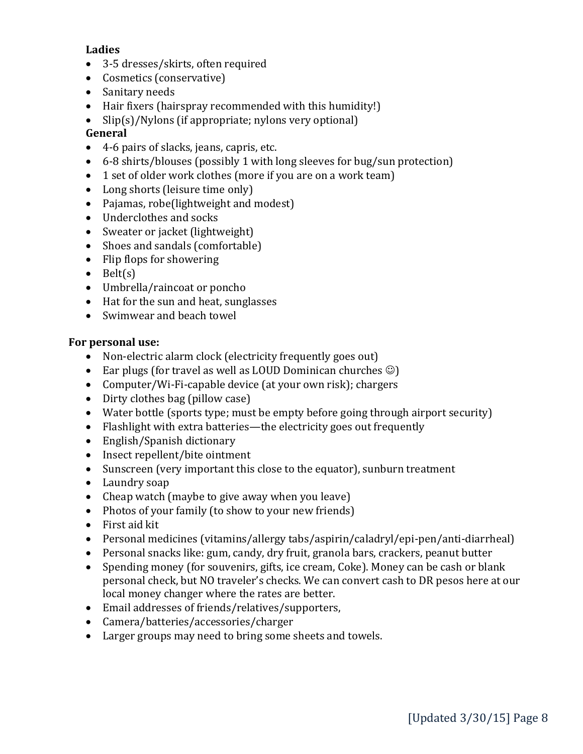**Ladies**

- 3-5 dresses/skirts, often required
- Cosmetics (conservative)
- Sanitary needs
- Hair fixers (hairspray recommended with this humidity!)
- Slip(s)/Nylons (if appropriate; nylons very optional)

**General**

- 4-6 pairs of slacks, jeans, capris, etc.
- 6-8 shirts/blouses (possibly 1 with long sleeves for bug/sun protection)
- 1 set of older work clothes (more if you are on a work team)
- Long shorts (leisure time only)
- Pajamas, robe(lightweight and modest)
- Underclothes and socks
- Sweater or jacket (lightweight)
- Shoes and sandals (comfortable)
- Flip flops for showering
- Belt(s)
- Umbrella/raincoat or poncho
- Hat for the sun and heat, sunglasses
- Swimwear and beach towel

**For personal use:**

- Non-electric alarm clock (electricity frequently goes out)
- Ear plugs (for travel as well as LOUD Dominican churches ☺)
- Computer/Wi-Fi-capable device (at your own risk); chargers
- Dirty clothes bag (pillow case)
- Water bottle (sports type; must be empty before going through airport security)
- Flashlight with extra batteries—the electricity goes out frequently
- English/Spanish dictionary
- Insect repellent/bite ointment
- Sunscreen (very important this close to the equator), sunburn treatment
- Laundry soap
- Cheap watch (maybe to give away when you leave)
- Photos of your family (to show to your new friends)
- First aid kit
- Personal medicines (vitamins/allergy tabs/aspirin/caladryl/epi-pen/anti-diarrheal)
- Personal snacks like: gum, candy, dry fruit, granola bars, crackers, peanut butter
- Spending money (for souvenirs, gifts, ice cream, Coke). Money can be cash or blank personal check, but NO traveler's checks. We can convert cash to DR pesos here at our local money changer where the rates are better.
- Email addresses of friends/relatives/supporters,
- Camera/batteries/accessories/charger
- Larger groups may need to bring some sheets and towels.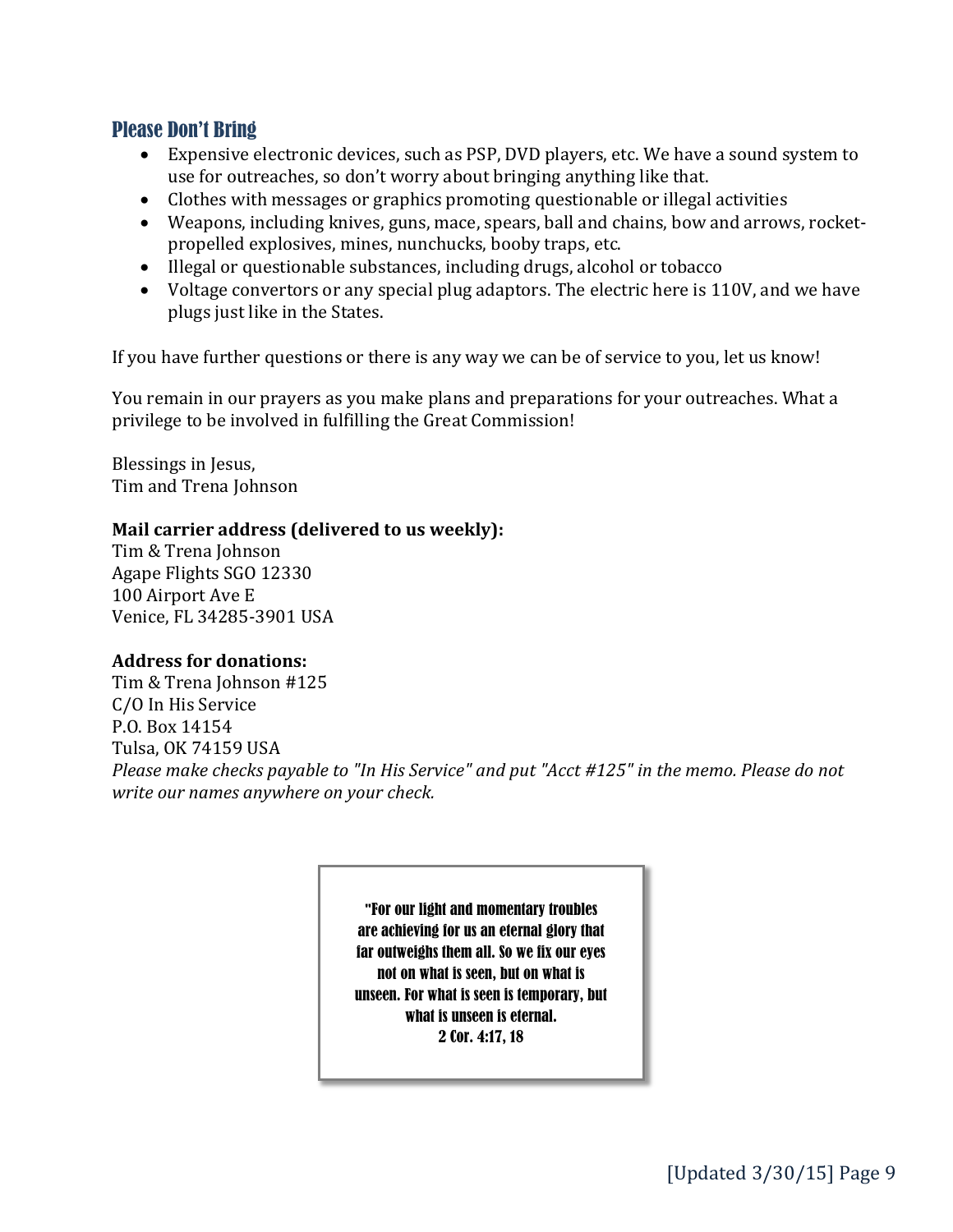## Please Don't Bring

- Expensive electronic devices, such as PSP, DVD players, etc. We have a sound system to use for outreaches, so don't worry about bringing anything like that.
- Clothes with messages or graphics promoting questionable or illegal activities
- Weapons, including knives, guns, mace, spears, ball and chains, bow and arrows, rocket-propelled explosives, mines, nunchucks, booby traps, etc.
- Illegal or questionable substances, including drugs, alcohol or tobacco
- Voltage convertors or any special plug adaptors. The electric here is 110V, and we have plugs just like in the States.

If you have further questions or there is any way we can be of service to you, let us know!

You remain in our prayers as you make plans and preparations for your outreaches. What a privilege to be involved in fulfilling the Great Commission!

Blessings in Jesus,
Tim and Trena Johnson

**Mail carrier address (delivered to us weekly):**
Tim & Trena Johnson
Agape Flights SGO 12330
100 Airport Ave E
Venice, FL 34285-3901 USA

**Address for donations:**
Tim & Trena Johnson #125
C/O In His Service
P.O. Box 14154
Tulsa, OK 74159 USA
*Please make checks payable to "In His Service" and put "Acct #125" in the memo. Please do not write our names anywhere on your check.*

"For our light and momentary troubles are achieving for us an eternal glory that far outweighs them all. So we fix our eyes not on what is seen, but on what is unseen. For what is seen is temporary, but what is unseen is eternal.
2 Cor. 4:17, 18

[Updated 3/30/15]